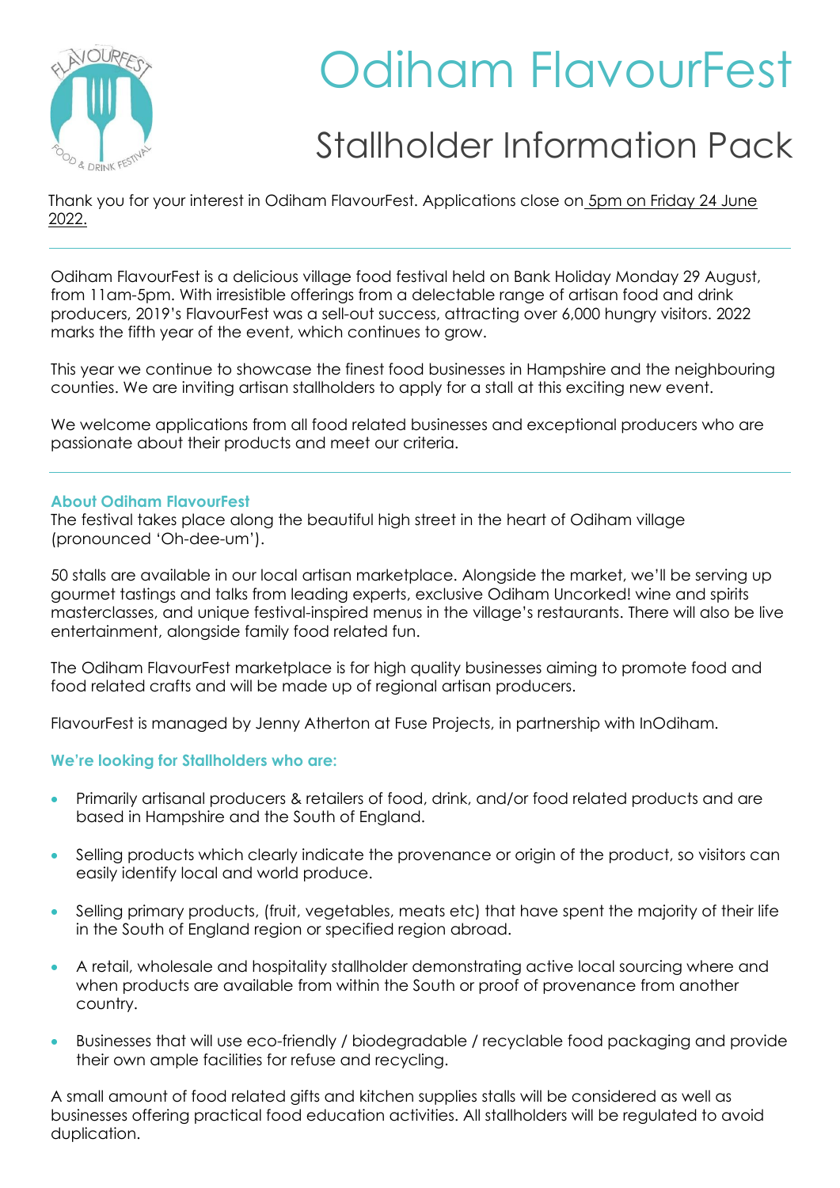# Odiham FlavourFest

## Stallholder Information Pack

Thank you for your interest in Odiham FlavourFest. Applications close on 5pm on Friday 24 June 2022.

---

Odiham FlavourFest is a delicious village food festival held on Bank Holiday Monday 29 August, from 11am-5pm. With irresistible offerings from a delectable range of artisan food and drink producers, 2019's FlavourFest was a sell-out success, attracting over 6,000 hungry visitors. 2022 marks the fifth year of the event, which continues to grow.

This year we continue to showcase the finest food businesses in Hampshire and the neighbouring counties. We are inviting artisan stallholders to apply for a stall at this exciting new event.

We welcome applications from all food related businesses and exceptional producers who are passionate about their products and meet our criteria.

---

### About Odiham FlavourFest

The festival takes place along the beautiful high street in the heart of Odiham village (pronounced 'Oh-dee-um').

50 stalls are available in our local artisan marketplace. Alongside the market, we'll be serving up gourmet tastings and talks from leading experts, exclusive Odiham Uncorked! wine and spirits masterclasses, and unique festival-inspired menus in the village's restaurants. There will also be live entertainment, alongside family food related fun.

The Odiham FlavourFest marketplace is for high quality businesses aiming to promote food and food related crafts and will be made up of regional artisan producers.

FlavourFest is managed by Jenny Atherton at Fuse Projects, in partnership with InOdiham.

### We're looking for Stallholders who are:

- Primarily artisanal producers & retailers of food, drink, and/or food related products and are based in Hampshire and the South of England.
- Selling products which clearly indicate the provenance or origin of the product, so visitors can easily identify local and world produce.
- Selling primary products, (fruit, vegetables, meats etc) that have spent the majority of their life in the South of England region or specified region abroad.
- A retail, wholesale and hospitality stallholder demonstrating active local sourcing where and when products are available from within the South or proof of provenance from another country.
- Businesses that will use eco-friendly / biodegradable / recyclable food packaging and provide their own ample facilities for refuse and recycling.

A small amount of food related gifts and kitchen supplies stalls will be considered as well as businesses offering practical food education activities. All stallholders will be regulated to avoid duplication.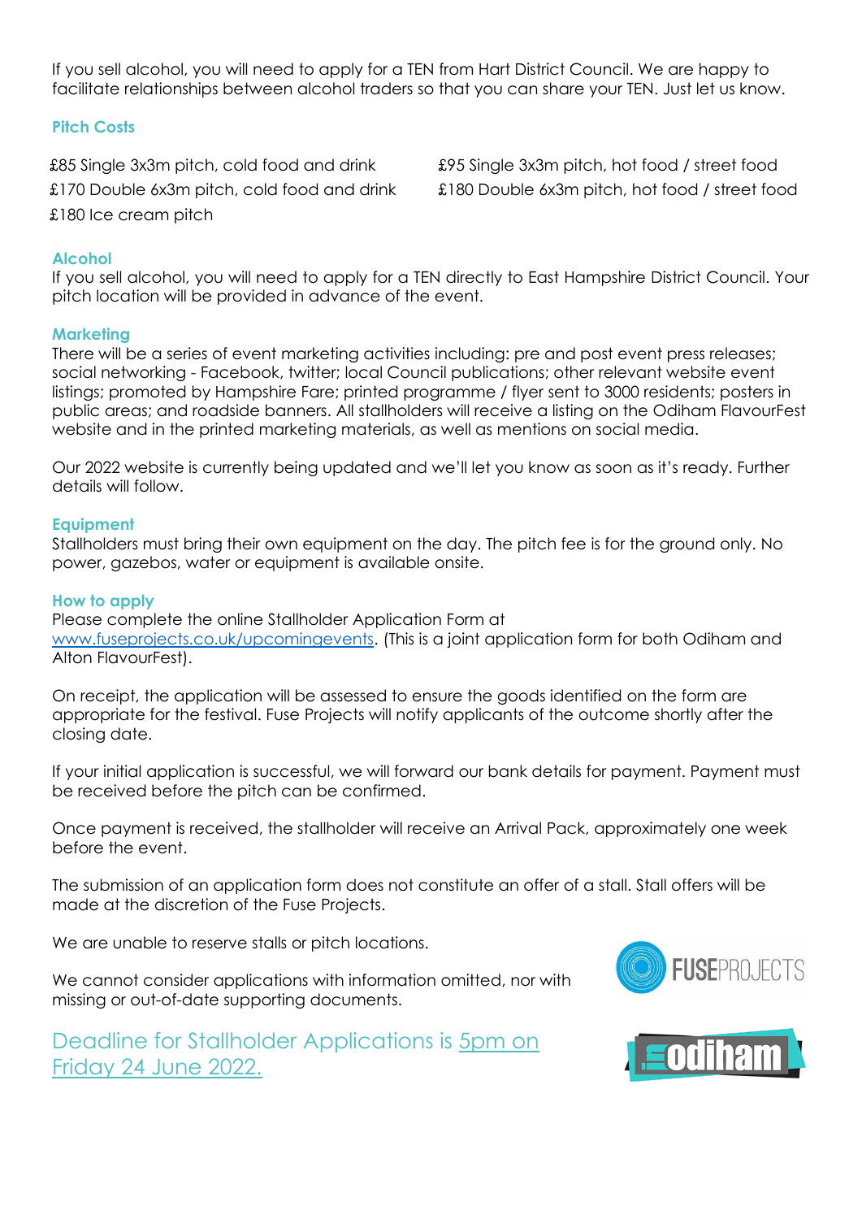If you sell alcohol, you will need to apply for a TEN from Hart District Council. We are happy to facilitate relationships between alcohol traders so that you can share your TEN. Just let us know.

### Pitch Costs

£85 Single 3x3m pitch, cold food and drink

£170 Double 6x3m pitch, cold food and drink

£180 Ice cream pitch

£95 Single 3x3m pitch, hot food / street food

£180 Double 6x3m pitch, hot food / street food

### Alcohol

If you sell alcohol, you will need to apply for a TEN directly to East Hampshire District Council. Your pitch location will be provided in advance of the event.

### Marketing

There will be a series of event marketing activities including: pre and post event press releases; social networking - Facebook, twitter; local Council publications; other relevant website event listings; promoted by Hampshire Fare; printed programme / flyer sent to 3000 residents; posters in public areas; and roadside banners. All stallholders will receive a listing on the Odiham FlavourFest website and in the printed marketing materials, as well as mentions on social media.

Our 2022 website is currently being updated and we'll let you know as soon as it's ready. Further details will follow.

### Equipment

Stallholders must bring their own equipment on the day. The pitch fee is for the ground only. No power, gazebos, water or equipment is available onsite.

### How to apply

Please complete the online Stallholder Application Form at www.fuseprojects.co.uk/upcomingevents. (This is a joint application form for both Odiham and Alton FlavourFest).

On receipt, the application will be assessed to ensure the goods identified on the form are appropriate for the festival. Fuse Projects will notify applicants of the outcome shortly after the closing date.

If your initial application is successful, we will forward our bank details for payment. Payment must be received before the pitch can be confirmed.

Once payment is received, the stallholder will receive an Arrival Pack, approximately one week before the event.

The submission of an application form does not constitute an offer of a stall. Stall offers will be made at the discretion of the Fuse Projects.

We are unable to reserve stalls or pitch locations.

We cannot consider applications with information omitted, nor with missing or out-of-date supporting documents.

## Deadline for Stallholder Applications is 5pm on Friday 24 June 2022.

FUSEPROJECTS

in odiham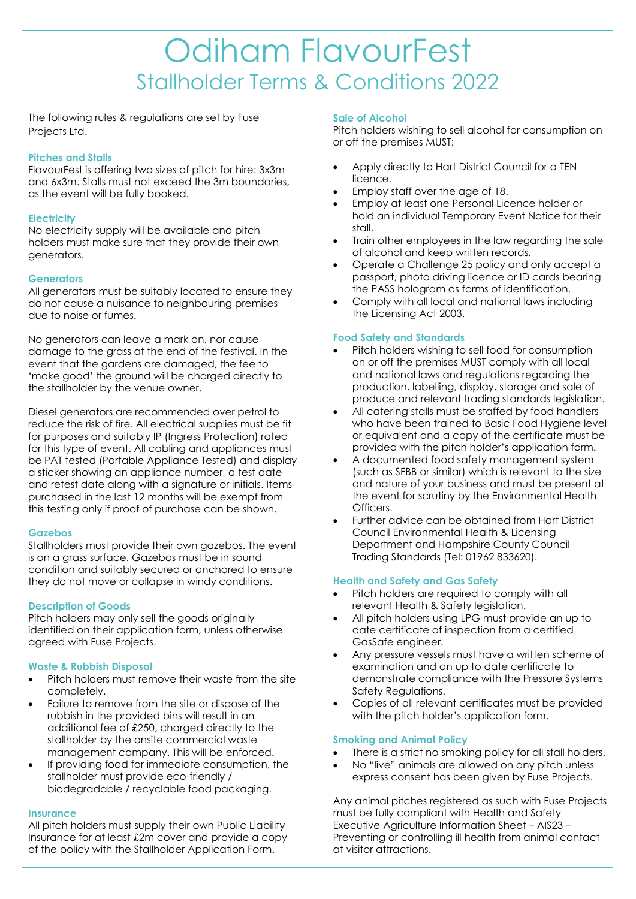# Odiham FlavourFest

## Stallholder Terms & Conditions 2022

The following rules & regulations are set by Fuse Projects Ltd.

### Pitches and Stalls

FlavourFest is offering two sizes of pitch for hire: 3x3m and 6x3m. Stalls must not exceed the 3m boundaries, as the event will be fully booked.

### Electricity

No electricity supply will be available and pitch holders must make sure that they provide their own generators.

### Generators

All generators must be suitably located to ensure they do not cause a nuisance to neighbouring premises due to noise or fumes.

No generators can leave a mark on, nor cause damage to the grass at the end of the festival. In the event that the gardens are damaged, the fee to 'make good' the ground will be charged directly to the stallholder by the venue owner.

Diesel generators are recommended over petrol to reduce the risk of fire. All electrical supplies must be fit for purposes and suitably IP (Ingress Protection) rated for this type of event. All cabling and appliances must be PAT tested (Portable Appliance Tested) and display a sticker showing an appliance number, a test date and retest date along with a signature or initials. Items purchased in the last 12 months will be exempt from this testing only if proof of purchase can be shown.

### Gazebos

Stallholders must provide their own gazebos. The event is on a grass surface. Gazebos must be in sound condition and suitably secured or anchored to ensure they do not move or collapse in windy conditions.

### Description of Goods

Pitch holders may only sell the goods originally identified on their application form, unless otherwise agreed with Fuse Projects.

### Waste & Rubbish Disposal

- Pitch holders must remove their waste from the site completely.
- Failure to remove from the site or dispose of the rubbish in the provided bins will result in an additional fee of £250, charged directly to the stallholder by the onsite commercial waste management company. This will be enforced.
- If providing food for immediate consumption, the stallholder must provide eco-friendly / biodegradable / recyclable food packaging.

### Insurance

All pitch holders must supply their own Public Liability Insurance for at least £2m cover and provide a copy of the policy with the Stallholder Application Form.

### Sale of Alcohol

Pitch holders wishing to sell alcohol for consumption on or off the premises MUST:

- Apply directly to Hart District Council for a TEN licence.
- Employ staff over the age of 18.
- Employ at least one Personal Licence holder or hold an individual Temporary Event Notice for their stall.
- Train other employees in the law regarding the sale of alcohol and keep written records.
- Operate a Challenge 25 policy and only accept a passport, photo driving licence or ID cards bearing the PASS hologram as forms of identification.
- Comply with all local and national laws including the Licensing Act 2003.

### Food Safety and Standards

- Pitch holders wishing to sell food for consumption on or off the premises MUST comply with all local and national laws and regulations regarding the production, labelling, display, storage and sale of produce and relevant trading standards legislation.
- All catering stalls must be staffed by food handlers who have been trained to Basic Food Hygiene level or equivalent and a copy of the certificate must be provided with the pitch holder's application form.
- A documented food safety management system (such as SFBB or similar) which is relevant to the size and nature of your business and must be present at the event for scrutiny by the Environmental Health Officers.
- Further advice can be obtained from Hart District Council Environmental Health & Licensing Department and Hampshire County Council Trading Standards (Tel: 01962 833620).

### Health and Safety and Gas Safety

- Pitch holders are required to comply with all relevant Health & Safety legislation.
- All pitch holders using LPG must provide an up to date certificate of inspection from a certified GasSafe engineer.
- Any pressure vessels must have a written scheme of examination and an up to date certificate to demonstrate compliance with the Pressure Systems Safety Regulations.
- Copies of all relevant certificates must be provided with the pitch holder's application form.

### Smoking and Animal Policy

- There is a strict no smoking policy for all stall holders.
- No "live" animals are allowed on any pitch unless express consent has been given by Fuse Projects.

Any animal pitches registered as such with Fuse Projects must be fully compliant with Health and Safety Executive Agriculture Information Sheet – AIS23 – Preventing or controlling ill health from animal contact at visitor attractions.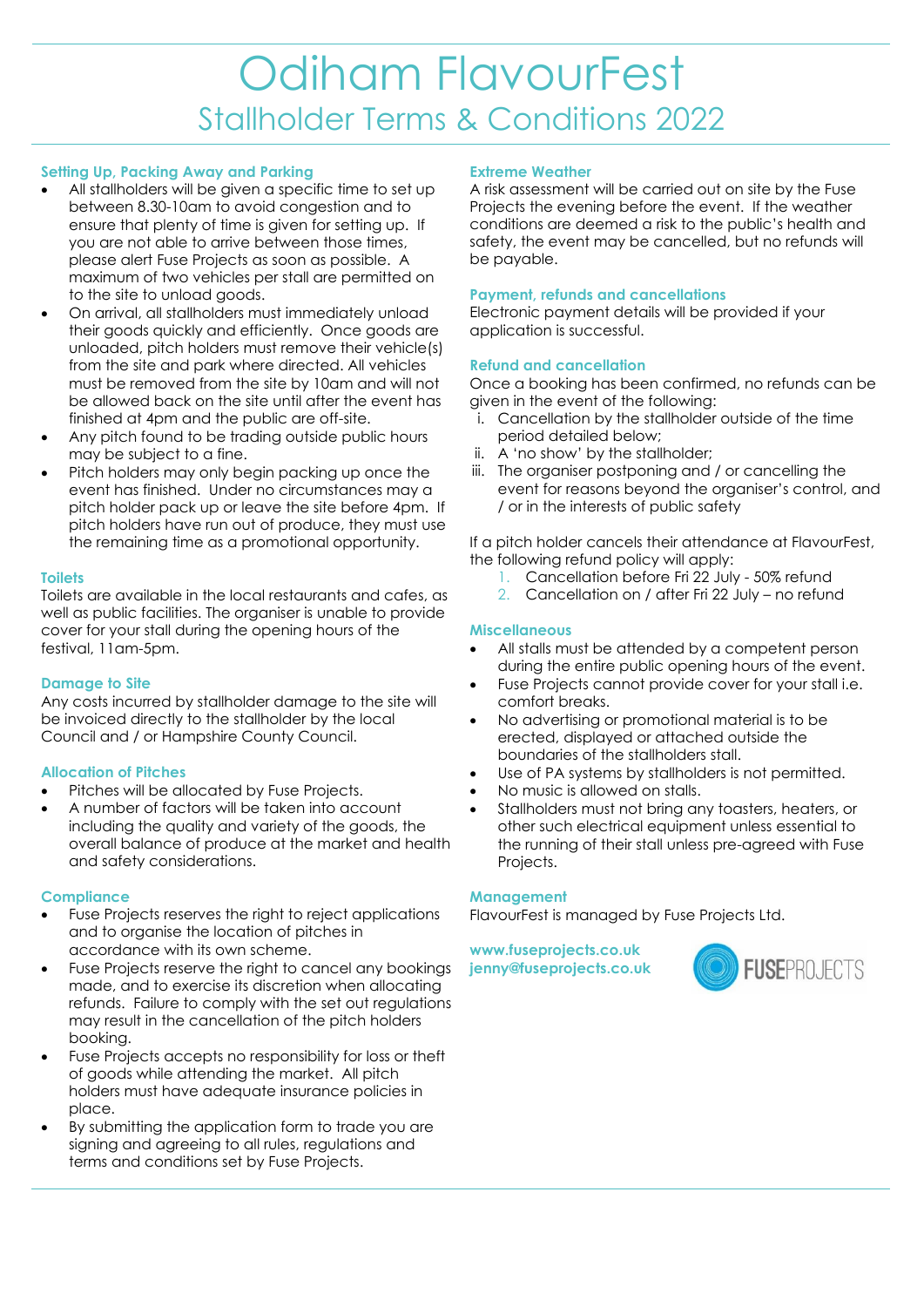# Odiham FlavourFest

## Stallholder Terms & Conditions 2022

### Setting Up, Packing Away and Parking

- All stallholders will be given a specific time to set up between 8.30-10am to avoid congestion and to ensure that plenty of time is given for setting up. If you are not able to arrive between those times, please alert Fuse Projects as soon as possible. A maximum of two vehicles per stall are permitted on to the site to unload goods.
- On arrival, all stallholders must immediately unload their goods quickly and efficiently. Once goods are unloaded, pitch holders must remove their vehicle(s) from the site and park where directed. All vehicles must be removed from the site by 10am and will not be allowed back on the site until after the event has finished at 4pm and the public are off-site.
- Any pitch found to be trading outside public hours may be subject to a fine.
- Pitch holders may only begin packing up once the event has finished. Under no circumstances may a pitch holder pack up or leave the site before 4pm. If pitch holders have run out of produce, they must use the remaining time as a promotional opportunity.

### Toilets

Toilets are available in the local restaurants and cafes, as well as public facilities. The organiser is unable to provide cover for your stall during the opening hours of the festival, 11am-5pm.

### Damage to Site

Any costs incurred by stallholder damage to the site will be invoiced directly to the stallholder by the local Council and / or Hampshire County Council.

### Allocation of Pitches

- Pitches will be allocated by Fuse Projects.
- A number of factors will be taken into account including the quality and variety of the goods, the overall balance of produce at the market and health and safety considerations.

### Compliance

- Fuse Projects reserves the right to reject applications and to organise the location of pitches in accordance with its own scheme.
- Fuse Projects reserve the right to cancel any bookings made, and to exercise its discretion when allocating refunds. Failure to comply with the set out regulations may result in the cancellation of the pitch holders booking.
- Fuse Projects accepts no responsibility for loss or theft of goods while attending the market. All pitch holders must have adequate insurance policies in place.
- By submitting the application form to trade you are signing and agreeing to all rules, regulations and terms and conditions set by Fuse Projects.

### Extreme Weather

A risk assessment will be carried out on site by the Fuse Projects the evening before the event. If the weather conditions are deemed a risk to the public's health and safety, the event may be cancelled, but no refunds will be payable.

### Payment, refunds and cancellations

Electronic payment details will be provided if your application is successful.

### Refund and cancellation

Once a booking has been confirmed, no refunds can be given in the event of the following:

i. Cancellation by the stallholder outside of the time period detailed below;
ii. A 'no show' by the stallholder;
iii. The organiser postponing and / or cancelling the event for reasons beyond the organiser's control, and / or in the interests of public safety

If a pitch holder cancels their attendance at FlavourFest, the following refund policy will apply:

1. Cancellation before Fri 22 July - 50% refund
2. Cancellation on / after Fri 22 July – no refund

### Miscellaneous

- All stalls must be attended by a competent person during the entire public opening hours of the event.
- Fuse Projects cannot provide cover for your stall i.e. comfort breaks.
- No advertising or promotional material is to be erected, displayed or attached outside the boundaries of the stallholders stall.
- Use of PA systems by stallholders is not permitted.
- No music is allowed on stalls.
- Stallholders must not bring any toasters, heaters, or other such electrical equipment unless essential to the running of their stall unless pre-agreed with Fuse Projects.

### Management

FlavourFest is managed by Fuse Projects Ltd.

**www.fuseprojects.co.uk**
**jenny@fuseprojects.co.uk**

FUSEPROJECTS